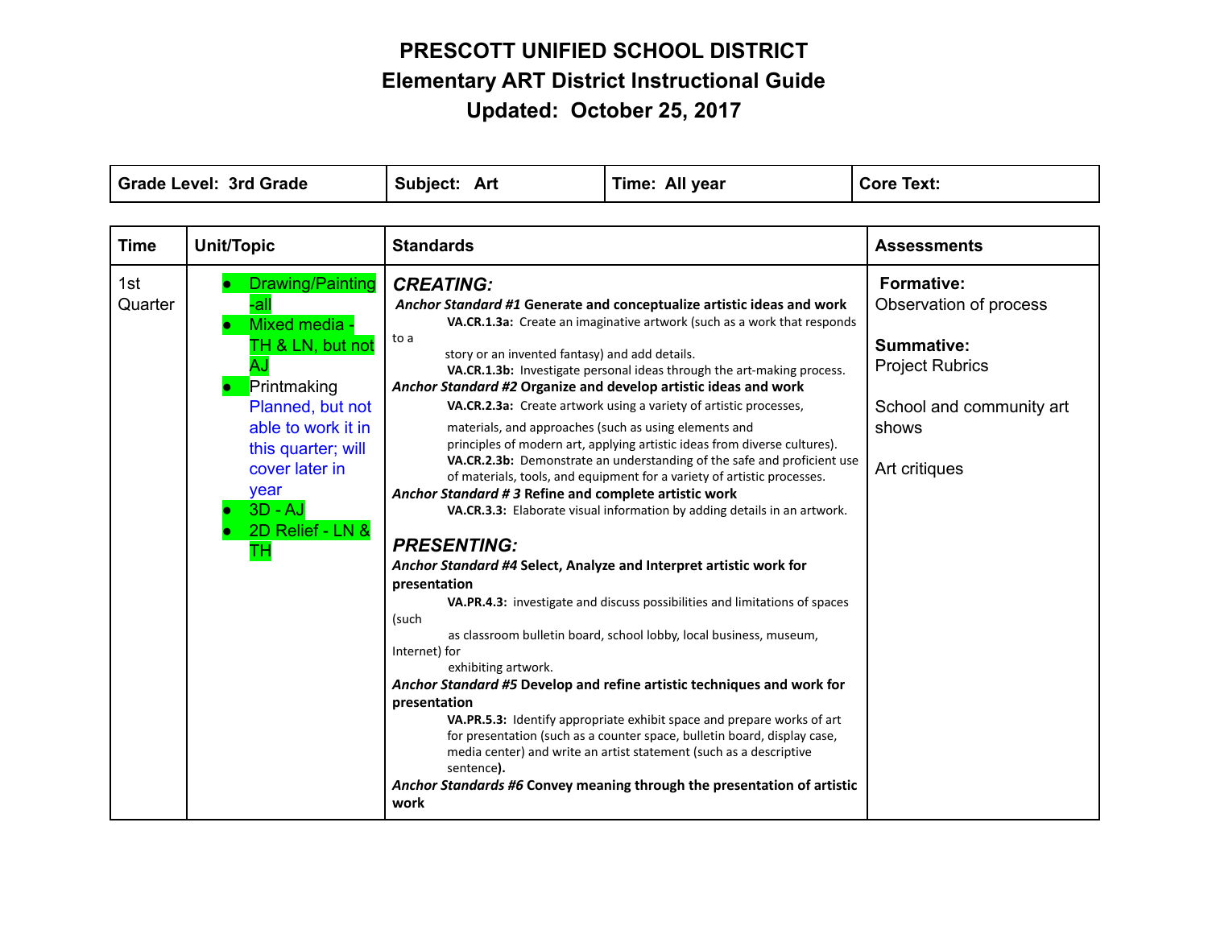# PRESCOTT UNIFIED SCHOOL DISTRICT
## Elementary ART District Instructional Guide
## Updated: October 25, 2017

| Grade Level: 3rd Grade | Subject: Art | Time: All year | Core Text: |
|---|---|---|---|

| Time | Unit/Topic | Standards | Assessments |
|---|---|---|---|
| 1st Quarter | • Drawing/Painting -all<br>• Mixed media - TH & LN, but not AJ<br>• Printmaking Planned, but not able to work it in this quarter; will cover later in year<br>• 3D - AJ<br>• 2D Relief - LN & TH | ***CREATING:***<br>***Anchor Standard #1*** **Generate and conceptualize artistic ideas and work**<br>**VA.CR.1.3a:** Create an imaginative artwork (such as a work that responds to a story or an invented fantasy) and add details.<br>**VA.CR.1.3b:** Investigate personal ideas through the art-making process.<br>***Anchor Standard #2*** **Organize and develop artistic ideas and work**<br>**VA.CR.2.3a:** Create artwork using a variety of artistic processes, materials, and approaches (such as using elements and principles of modern art, applying artistic ideas from diverse cultures).<br>**VA.CR.2.3b:** Demonstrate an understanding of the safe and proficient use of materials, tools, and equipment for a variety of artistic processes.<br>***Anchor Standard # 3*** **Refine and complete artistic work**<br>**VA.CR.3.3:** Elaborate visual information by adding details in an artwork.<br><br>***PRESENTING:***<br>***Anchor Standard #4*** **Select, Analyze and Interpret artistic work for presentation**<br>**VA.PR.4.3:** investigate and discuss possibilities and limitations of spaces (such as classroom bulletin board, school lobby, local business, museum, Internet) for exhibiting artwork.<br>***Anchor Standard #5*** **Develop and refine artistic techniques and work for presentation**<br>**VA.PR.5.3:** Identify appropriate exhibit space and prepare works of art for presentation (such as a counter space, bulletin board, display case, media center) and write an artist statement (such as a descriptive sentence**).**<br>***Anchor Standards #6*** **Convey meaning through the presentation of artistic work** | **Formative:**<br>Observation of process<br><br>**Summative:**<br>Project Rubrics<br><br>School and community art shows<br><br>Art critiques |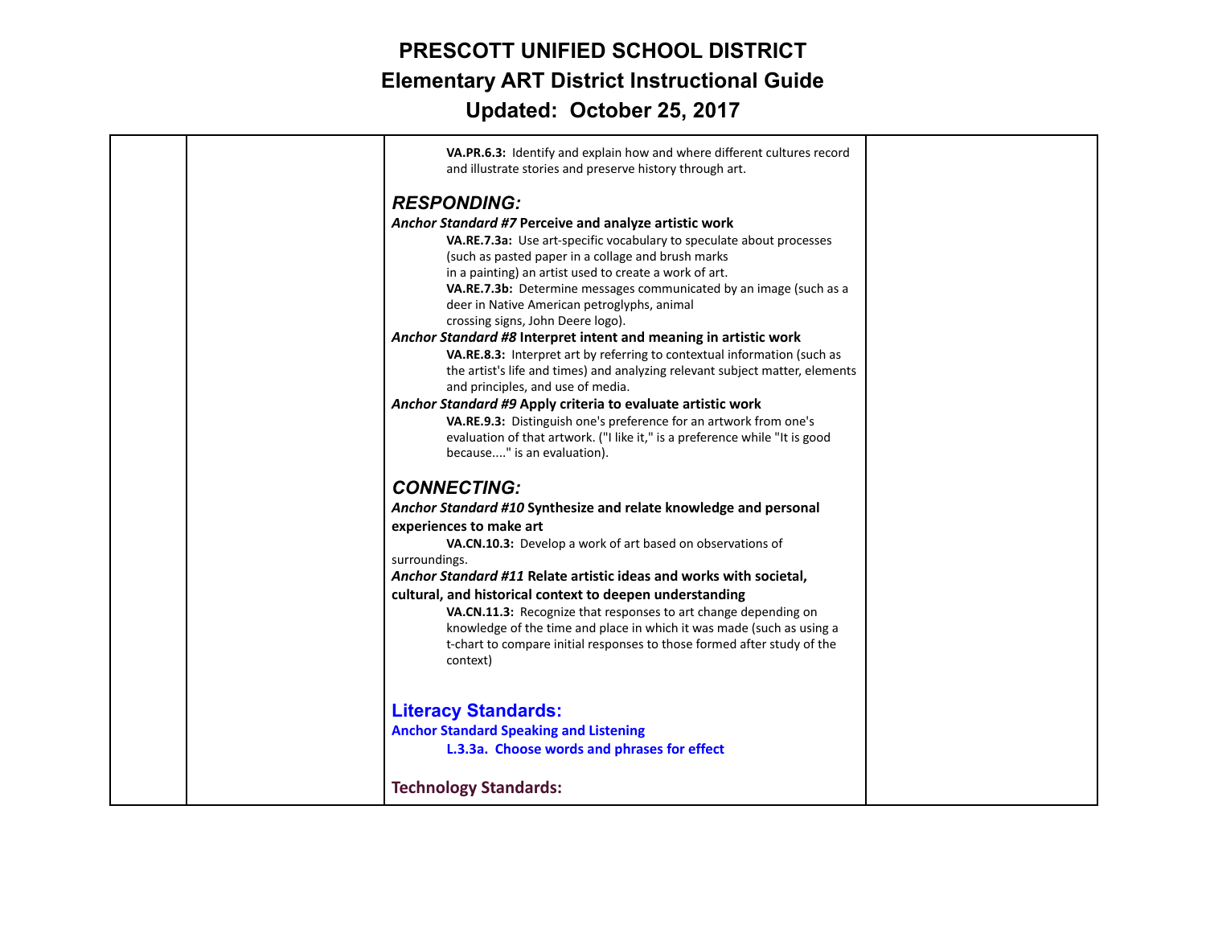**VA.PR.6.3:** Identify and explain how and where different cultures record and illustrate stories and preserve history through art.

### *RESPONDING:*

***Anchor Standard #7*** **Perceive and analyze artistic work**

**VA.RE.7.3a:** Use art-specific vocabulary to speculate about processes (such as pasted paper in a collage and brush marks in a painting) an artist used to create a work of art.

**VA.RE.7.3b:** Determine messages communicated by an image (such as a deer in Native American petroglyphs, animal crossing signs, John Deere logo).

***Anchor Standard #8*** **Interpret intent and meaning in artistic work**

**VA.RE.8.3:** Interpret art by referring to contextual information (such as the artist's life and times) and analyzing relevant subject matter, elements and principles, and use of media.

***Anchor Standard #9*** **Apply criteria to evaluate artistic work**

**VA.RE.9.3:** Distinguish one's preference for an artwork from one's evaluation of that artwork. ("I like it," is a preference while "It is good because...." is an evaluation).

### *CONNECTING:*

***Anchor Standard #10*** **Synthesize and relate knowledge and personal experiences to make art**

**VA.CN.10.3:** Develop a work of art based on observations of surroundings.

***Anchor Standard #11*** **Relate artistic ideas and works with societal, cultural, and historical context to deepen understanding**

**VA.CN.11.3:** Recognize that responses to art change depending on knowledge of the time and place in which it was made (such as using a t-chart to compare initial responses to those formed after study of the context)

### Literacy Standards:

**Anchor Standard Speaking and Listening**

**L.3.3a. Choose words and phrases for effect**

### Technology Standards: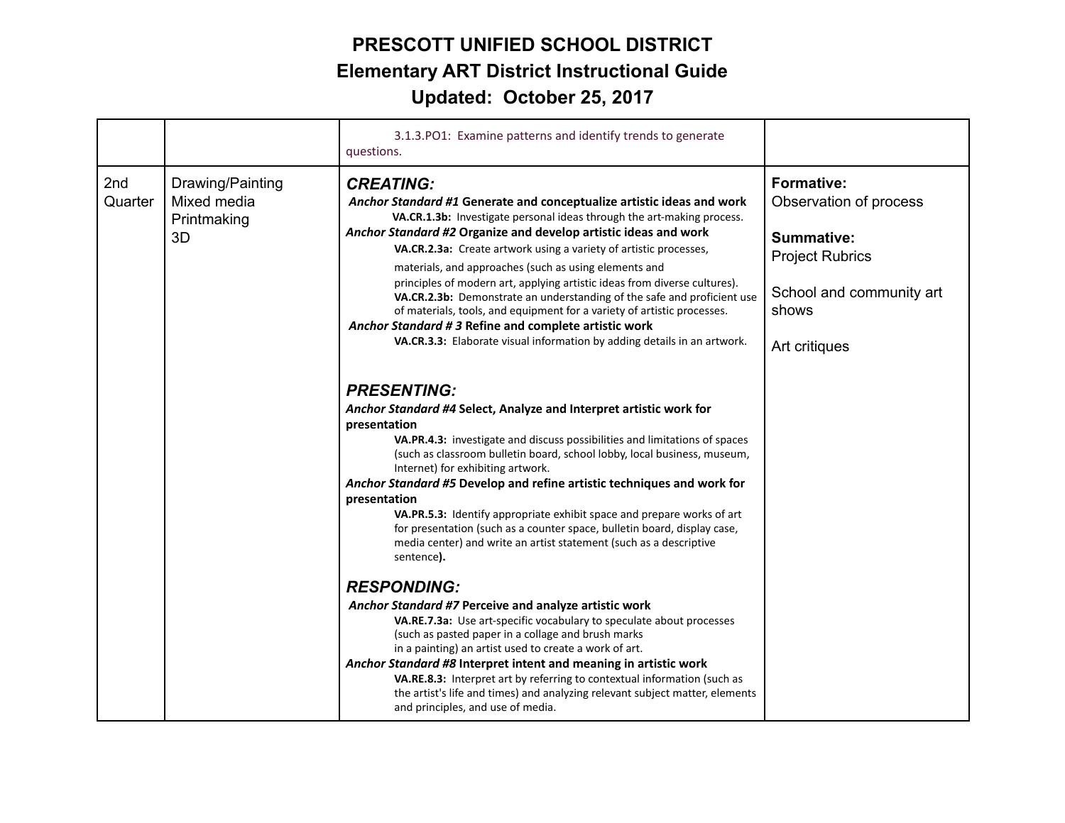# PRESCOTT UNIFIED SCHOOL DISTRICT

## Elementary ART District Instructional Guide

## Updated: October 25, 2017

| | | | |
|---|---|---|---|
| | | 3.1.3.PO1: Examine patterns and identify trends to generate questions. | |
| 2nd Quarter | Drawing/Painting<br>Mixed media<br>Printmaking<br>3D | ***CREATING:***<br>***Anchor Standard #1* Generate and conceptualize artistic ideas and work**<br>**VA.CR.1.3b:** Investigate personal ideas through the art-making process.<br>***Anchor Standard #2* Organize and develop artistic ideas and work**<br>**VA.CR.2.3a:** Create artwork using a variety of artistic processes, materials, and approaches (such as using elements and principles of modern art, applying artistic ideas from diverse cultures).<br>**VA.CR.2.3b:** Demonstrate an understanding of the safe and proficient use of materials, tools, and equipment for a variety of artistic processes.<br>***Anchor Standard # 3* Refine and complete artistic work**<br>**VA.CR.3.3:** Elaborate visual information by adding details in an artwork.<br><br>***PRESENTING:***<br>***Anchor Standard #4* Select, Analyze and Interpret artistic work for presentation**<br>**VA.PR.4.3:** investigate and discuss possibilities and limitations of spaces (such as classroom bulletin board, school lobby, local business, museum, Internet) for exhibiting artwork.<br>***Anchor Standard #5* Develop and refine artistic techniques and work for presentation**<br>**VA.PR.5.3:** Identify appropriate exhibit space and prepare works of art for presentation (such as a counter space, bulletin board, display case, media center) and write an artist statement (such as a descriptive sentence**).**<br><br>***RESPONDING:***<br>***Anchor Standard #7* Perceive and analyze artistic work**<br>**VA.RE.7.3a:** Use art-specific vocabulary to speculate about processes (such as pasted paper in a collage and brush marks in a painting) an artist used to create a work of art.<br>***Anchor Standard #8* Interpret intent and meaning in artistic work**<br>**VA.RE.8.3:** Interpret art by referring to contextual information (such as the artist's life and times) and analyzing relevant subject matter, elements and principles, and use of media. | **Formative:**<br>Observation of process<br><br>**Summative:**<br>Project Rubrics<br><br>School and community art shows<br><br>Art critiques |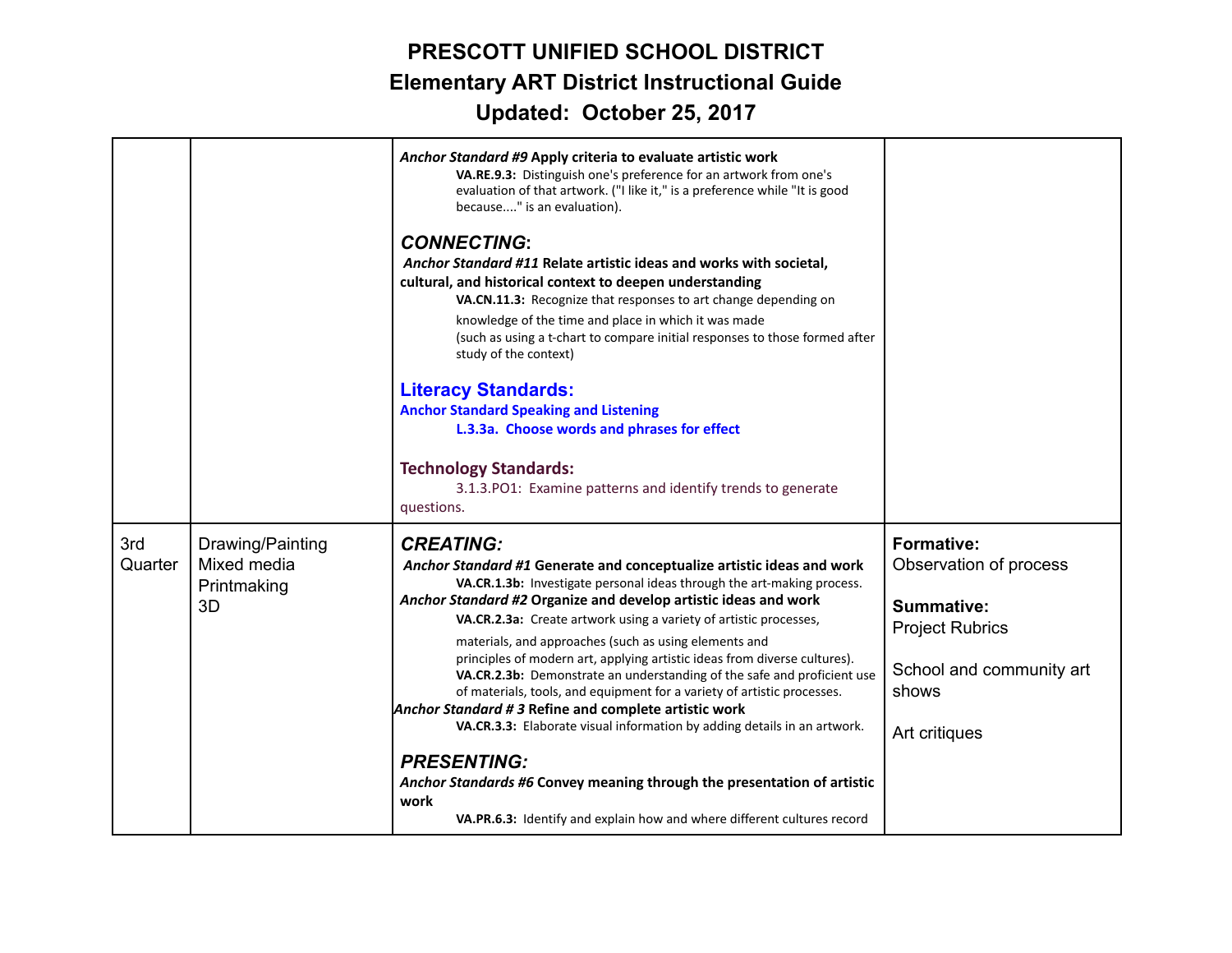# PRESCOTT UNIFIED SCHOOL DISTRICT
## Elementary ART District Instructional Guide
## Updated: October 25, 2017

| | | | |
|---|---|---|---|
| | | ***Anchor Standard #9* Apply criteria to evaluate artistic work**<br>**VA.RE.9.3:** Distinguish one's preference for an artwork from one's evaluation of that artwork. ("I like it," is a preference while "It is good because...." is an evaluation).<br><br>***CONNECTING*:**<br>***Anchor Standard #11* Relate artistic ideas and works with societal, cultural, and historical context to deepen understanding**<br>**VA.CN.11.3:** Recognize that responses to art change depending on knowledge of the time and place in which it was made (such as using a t-chart to compare initial responses to those formed after study of the context)<br><br>**Literacy Standards:**<br>**Anchor Standard Speaking and Listening**<br>**L.3.3a. Choose words and phrases for effect**<br><br>**Technology Standards:**<br>3.1.3.PO1: Examine patterns and identify trends to generate questions. | |
| 3rd Quarter | Drawing/Painting<br>Mixed media<br>Printmaking<br>3D | ***CREATING:***<br>***Anchor Standard #1* Generate and conceptualize artistic ideas and work**<br>**VA.CR.1.3b:** Investigate personal ideas through the art-making process.<br>***Anchor Standard #2* Organize and develop artistic ideas and work**<br>**VA.CR.2.3a:** Create artwork using a variety of artistic processes, materials, and approaches (such as using elements and principles of modern art, applying artistic ideas from diverse cultures).<br>**VA.CR.2.3b:** Demonstrate an understanding of the safe and proficient use of materials, tools, and equipment for a variety of artistic processes.<br>***Anchor Standard # 3* Refine and complete artistic work**<br>**VA.CR.3.3:** Elaborate visual information by adding details in an artwork.<br><br>***PRESENTING:***<br>***Anchor Standards #6* Convey meaning through the presentation of artistic work**<br>**VA.PR.6.3:** Identify and explain how and where different cultures record | **Formative:**<br>Observation of process<br><br>**Summative:**<br>Project Rubrics<br><br>School and community art shows<br><br>Art critiques |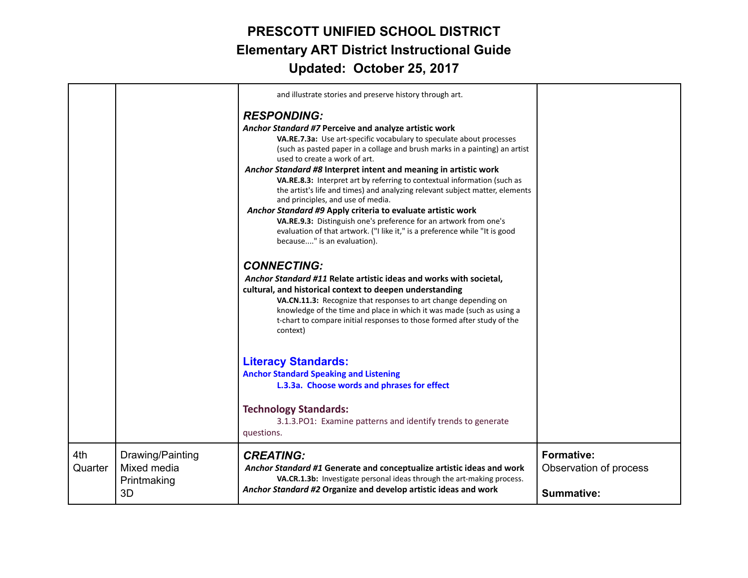# PRESCOTT UNIFIED SCHOOL DISTRICT
## Elementary ART District Instructional Guide
## Updated: October 25, 2017

| | | | |
|---|---|---|---|
| | | and illustrate stories and preserve history through art.<br><br>***RESPONDING:***<br>***Anchor Standard #7* Perceive and analyze artistic work**<br>**VA.RE.7.3a:** Use art-specific vocabulary to speculate about processes (such as pasted paper in a collage and brush marks in a painting) an artist used to create a work of art.<br>***Anchor Standard #8* Interpret intent and meaning in artistic work**<br>**VA.RE.8.3:** Interpret art by referring to contextual information (such as the artist's life and times) and analyzing relevant subject matter, elements and principles, and use of media.<br>***Anchor Standard #9* Apply criteria to evaluate artistic work**<br>**VA.RE.9.3:** Distinguish one's preference for an artwork from one's evaluation of that artwork. ("I like it," is a preference while "It is good because...." is an evaluation).<br><br>***CONNECTING:***<br>***Anchor Standard #11* Relate artistic ideas and works with societal, cultural, and historical context to deepen understanding**<br>**VA.CN.11.3:** Recognize that responses to art change depending on knowledge of the time and place in which it was made (such as using a t-chart to compare initial responses to those formed after study of the context)<br><br>**Literacy Standards:**<br>**Anchor Standard Speaking and Listening**<br>**L.3.3a. Choose words and phrases for effect**<br><br>**Technology Standards:**<br>3.1.3.PO1: Examine patterns and identify trends to generate questions. | |
| 4th Quarter | Drawing/Painting<br>Mixed media<br>Printmaking<br>3D | ***CREATING:***<br>***Anchor Standard #1* Generate and conceptualize artistic ideas and work**<br>**VA.CR.1.3b:** Investigate personal ideas through the art-making process.<br>***Anchor Standard #2* Organize and develop artistic ideas and work** | **Formative:**<br>Observation of process<br><br>**Summative:** |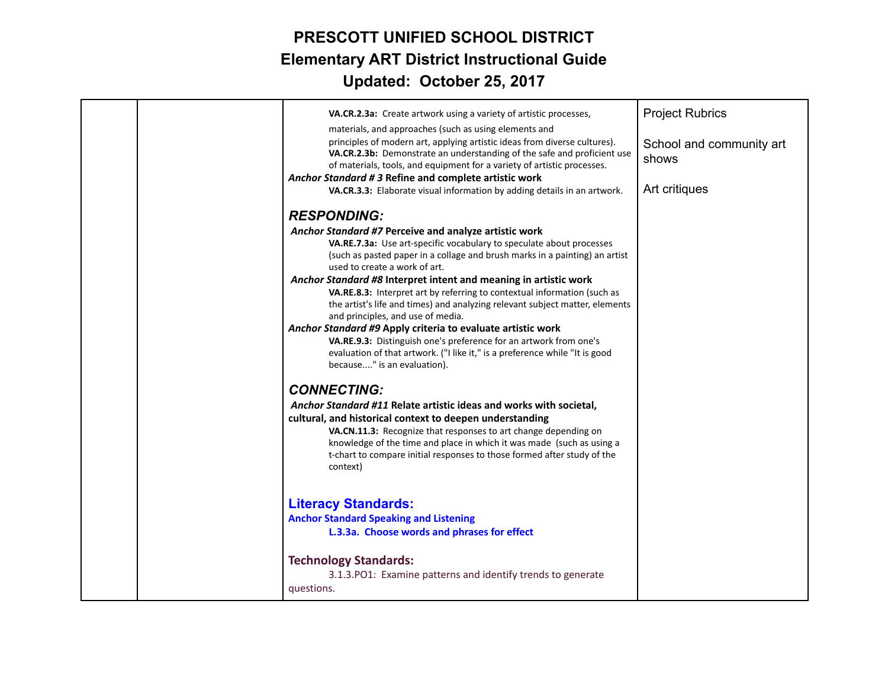# PRESCOTT UNIFIED SCHOOL DISTRICT
## Elementary ART District Instructional Guide
## Updated: October 25, 2017

| | | | |
|---|---|---|---|
| | | **VA.CR.2.3a:** Create artwork using a variety of artistic processes, materials, and approaches (such as using elements and principles of modern art, applying artistic ideas from diverse cultures).<br>**VA.CR.2.3b:** Demonstrate an understanding of the safe and proficient use of materials, tools, and equipment for a variety of artistic processes.<br>***Anchor Standard # 3*** **Refine and complete artistic work**<br>**VA.CR.3.3:** Elaborate visual information by adding details in an artwork.<br><br>***RESPONDING:***<br>***Anchor Standard #7*** **Perceive and analyze artistic work**<br>**VA.RE.7.3a:** Use art-specific vocabulary to speculate about processes (such as pasted paper in a collage and brush marks in a painting) an artist used to create a work of art.<br>***Anchor Standard #8*** **Interpret intent and meaning in artistic work**<br>**VA.RE.8.3:** Interpret art by referring to contextual information (such as the artist's life and times) and analyzing relevant subject matter, elements and principles, and use of media.<br>***Anchor Standard #9*** **Apply criteria to evaluate artistic work**<br>**VA.RE.9.3:** Distinguish one's preference for an artwork from one's evaluation of that artwork. ("I like it," is a preference while "It is good because...." is an evaluation).<br><br>***CONNECTING:***<br>***Anchor Standard #11*** **Relate artistic ideas and works with societal, cultural, and historical context to deepen understanding**<br>**VA.CN.11.3:** Recognize that responses to art change depending on knowledge of the time and place in which it was made (such as using a t-chart to compare initial responses to those formed after study of the context)<br><br>**Literacy Standards:**<br>**Anchor Standard Speaking and Listening**<br>**L.3.3a. Choose words and phrases for effect**<br><br>**Technology Standards:**<br>3.1.3.PO1: Examine patterns and identify trends to generate questions. | Project Rubrics<br><br>School and community art shows<br><br>Art critiques |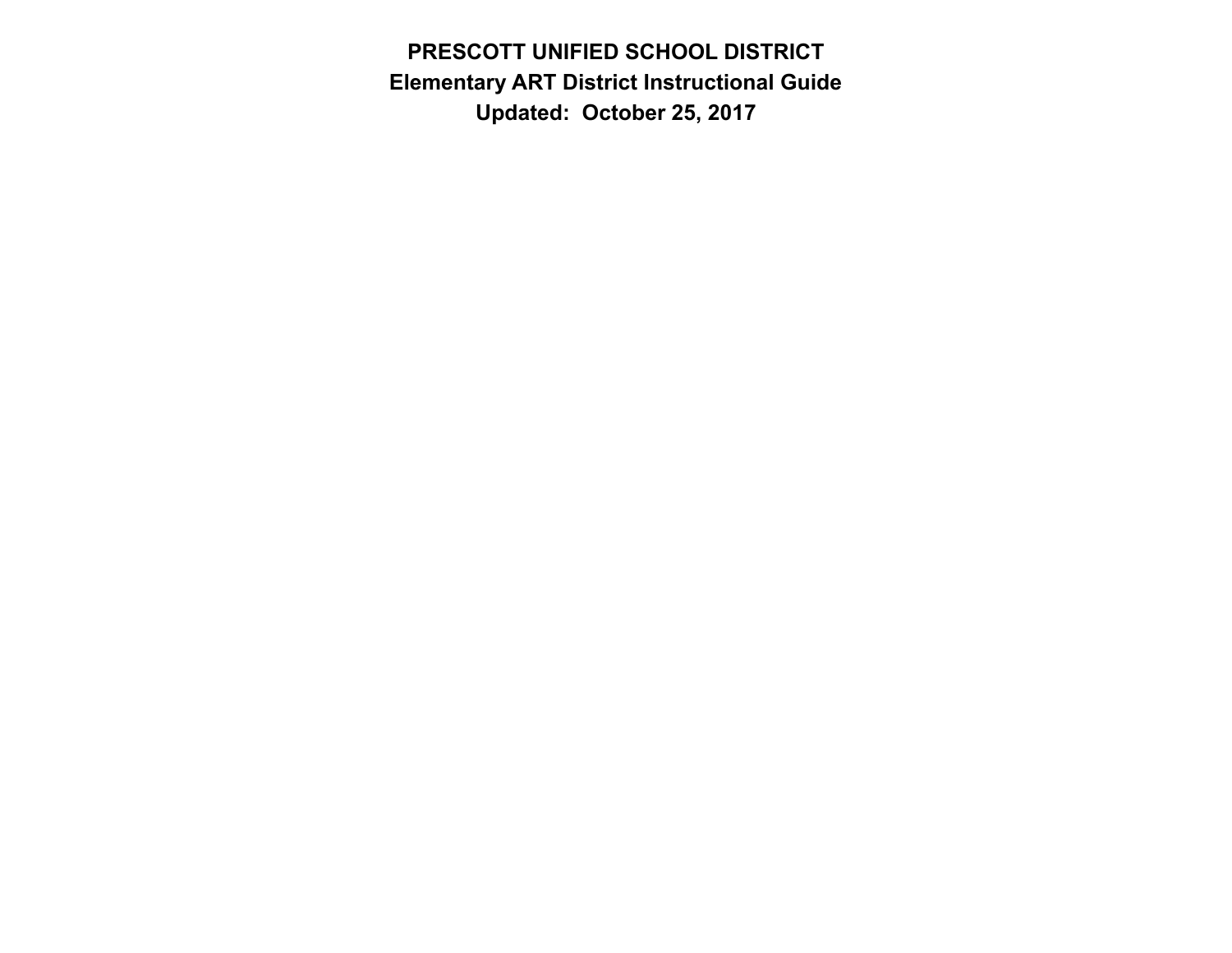**PRESCOTT UNIFIED SCHOOL DISTRICT**

**Elementary ART District Instructional Guide**

**Updated: October 25, 2017**